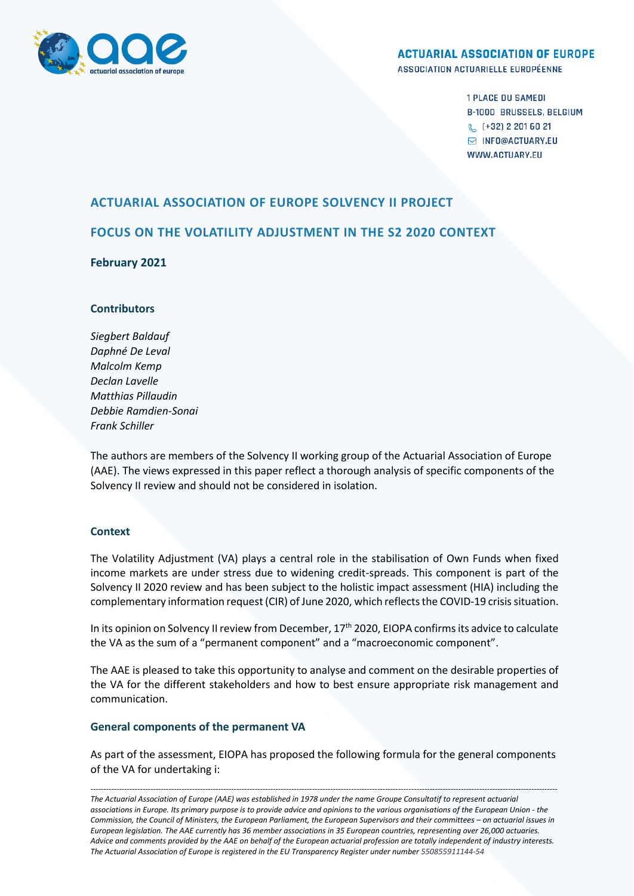**ACTUARIAL ASSOCIATION OF EUROPE**
ASSOCIATION ACTUARIELLE EUROPÉENNE

1 PLACE DU SAMEDI
B-1000 BRUSSELS, BELGIUM
(+32) 2 201 60 21
INFO@ACTUARY.EU
WWW.ACTUARY.EU

## ACTUARIAL ASSOCIATION OF EUROPE SOLVENCY II PROJECT

## FOCUS ON THE VOLATILITY ADJUSTMENT IN THE S2 2020 CONTEXT

**February 2021**

### Contributors

*Siegbert Baldauf*
*Daphné De Leval*
*Malcolm Kemp*
*Declan Lavelle*
*Matthias Pillaudin*
*Debbie Ramdien-Sonai*
*Frank Schiller*

The authors are members of the Solvency II working group of the Actuarial Association of Europe (AAE). The views expressed in this paper reflect a thorough analysis of specific components of the Solvency II review and should not be considered in isolation.

### Context

The Volatility Adjustment (VA) plays a central role in the stabilisation of Own Funds when fixed income markets are under stress due to widening credit-spreads. This component is part of the Solvency II 2020 review and has been subject to the holistic impact assessment (HIA) including the complementary information request (CIR) of June 2020, which reflects the COVID-19 crisis situation.

In its opinion on Solvency II review from December, 17th 2020, EIOPA confirms its advice to calculate the VA as the sum of a "permanent component" and a "macroeconomic component".

The AAE is pleased to take this opportunity to analyse and comment on the desirable properties of the VA for the different stakeholders and how to best ensure appropriate risk management and communication.

### General components of the permanent VA

As part of the assessment, EIOPA has proposed the following formula for the general components of the VA for undertaking i:

---

*The Actuarial Association of Europe (AAE) was established in 1978 under the name Groupe Consultatif to represent actuarial associations in Europe. Its primary purpose is to provide advice and opinions to the various organisations of the European Union - the Commission, the Council of Ministers, the European Parliament, the European Supervisors and their committees – on actuarial issues in European legislation. The AAE currently has 36 member associations in 35 European countries, representing over 26,000 actuaries. Advice and comments provided by the AAE on behalf of the European actuarial profession are totally independent of industry interests. The Actuarial Association of Europe is registered in the EU Transparency Register under number 550855911144-54*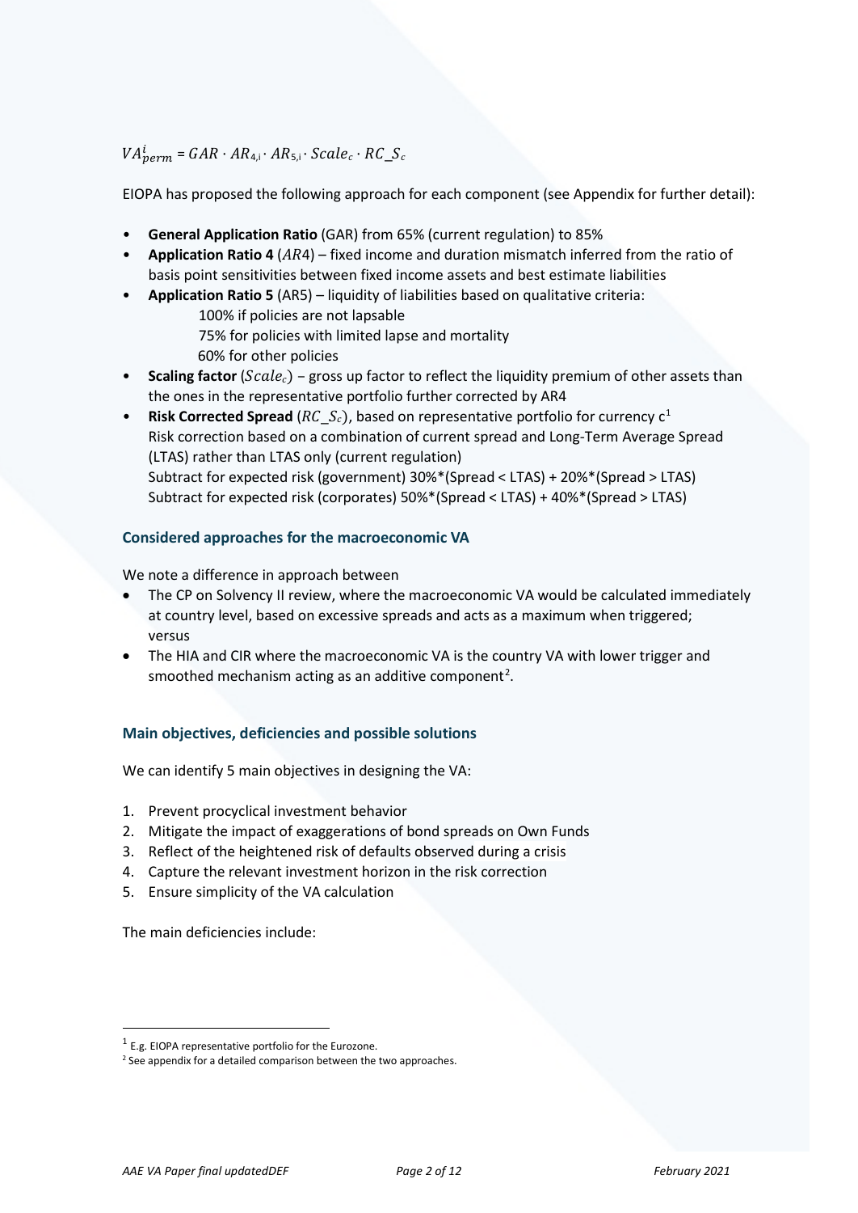$VA^{i}_{perm} = GAR \cdot AR_{4,i} \cdot AR_{5,i} \cdot Scale_c \cdot RC\_S_c$

EIOPA has proposed the following approach for each component (see Appendix for further detail):

- **General Application Ratio** (GAR) from 65% (current regulation) to 85%
- **Application Ratio 4** ($AR4$) – fixed income and duration mismatch inferred from the ratio of basis point sensitivities between fixed income assets and best estimate liabilities
- **Application Ratio 5** (AR5) – liquidity of liabilities based on qualitative criteria:
  - 100% if policies are not lapsable
  - 75% for policies with limited lapse and mortality
  - 60% for other policies
- **Scaling factor** ($Scale_c$) – gross up factor to reflect the liquidity premium of other assets than the ones in the representative portfolio further corrected by AR4
- **Risk Corrected Spread** ($RC\_S_c$), based on representative portfolio for currency c[1]
  Risk correction based on a combination of current spread and Long-Term Average Spread (LTAS) rather than LTAS only (current regulation)
  Subtract for expected risk (government) 30%*(Spread < LTAS) + 20%*(Spread > LTAS)
  Subtract for expected risk (corporates) 50%*(Spread < LTAS) + 40%*(Spread > LTAS)

### Considered approaches for the macroeconomic VA

We note a difference in approach between

- The CP on Solvency II review, where the macroeconomic VA would be calculated immediately at country level, based on excessive spreads and acts as a maximum when triggered; versus
- The HIA and CIR where the macroeconomic VA is the country VA with lower trigger and smoothed mechanism acting as an additive component[2].

### Main objectives, deficiencies and possible solutions

We can identify 5 main objectives in designing the VA:

1. Prevent procyclical investment behavior
2. Mitigate the impact of exaggerations of bond spreads on Own Funds
3. Reflect of the heightened risk of defaults observed during a crisis
4. Capture the relevant investment horizon in the risk correction
5. Ensure simplicity of the VA calculation

The main deficiencies include:

[1] E.g. EIOPA representative portfolio for the Eurozone.

[2] See appendix for a detailed comparison between the two approaches.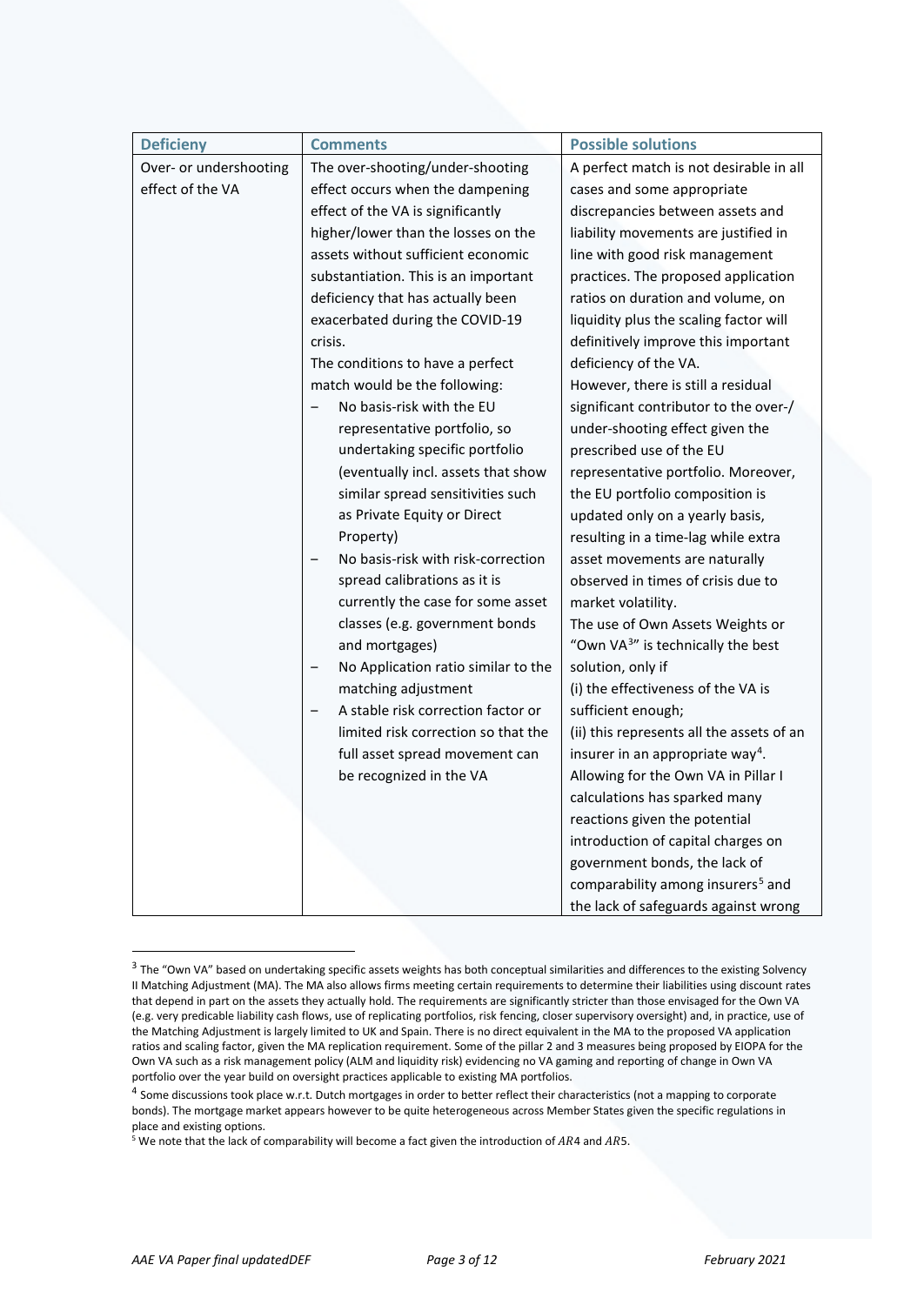| Deficieny | Comments | Possible solutions |
| --- | --- | --- |
| Over- or undershooting effect of the VA | The over-shooting/under-shooting effect occurs when the dampening effect of the VA is significantly higher/lower than the losses on the assets without sufficient economic substantiation. This is an important deficiency that has actually been exacerbated during the COVID-19 crisis.<br>The conditions to have a perfect match would be the following:<br>– No basis-risk with the EU representative portfolio, so undertaking specific portfolio (eventually incl. assets that show similar spread sensitivities such as Private Equity or Direct Property)<br>– No basis-risk with risk-correction spread calibrations as it is currently the case for some asset classes (e.g. government bonds and mortgages)<br>– No Application ratio similar to the matching adjustment<br>– A stable risk correction factor or limited risk correction so that the full asset spread movement can be recognized in the VA | A perfect match is not desirable in all cases and some appropriate discrepancies between assets and liability movements are justified in line with good risk management practices. The proposed application ratios on duration and volume, on liquidity plus the scaling factor will definitively improve this important deficiency of the VA.<br>However, there is still a residual significant contributor to the over-/ under-shooting effect given the prescribed use of the EU representative portfolio. Moreover, the EU portfolio composition is updated only on a yearly basis, resulting in a time-lag while extra asset movements are naturally observed in times of crisis due to market volatility.<br>The use of Own Assets Weights or "Own VA[3]" is technically the best solution, only if<br>(i) the effectiveness of the VA is sufficient enough;<br>(ii) this represents all the assets of an insurer in an appropriate way[4].<br>Allowing for the Own VA in Pillar I calculations has sparked many reactions given the potential introduction of capital charges on government bonds, the lack of comparability among insurers[5] and the lack of safeguards against wrong |

[3] The "Own VA" based on undertaking specific assets weights has both conceptual similarities and differences to the existing Solvency II Matching Adjustment (MA). The MA also allows firms meeting certain requirements to determine their liabilities using discount rates that depend in part on the assets they actually hold. The requirements are significantly stricter than those envisaged for the Own VA (e.g. very predicable liability cash flows, use of replicating portfolios, risk fencing, closer supervisory oversight) and, in practice, use of the Matching Adjustment is largely limited to UK and Spain. There is no direct equivalent in the MA to the proposed VA application ratios and scaling factor, given the MA replication requirement. Some of the pillar 2 and 3 measures being proposed by EIOPA for the Own VA such as a risk management policy (ALM and liquidity risk) evidencing no VA gaming and reporting of change in Own VA portfolio over the year build on oversight practices applicable to existing MA portfolios.

[4] Some discussions took place w.r.t. Dutch mortgages in order to better reflect their characteristics (not a mapping to corporate bonds). The mortgage market appears however to be quite heterogeneous across Member States given the specific regulations in place and existing options.

[5] We note that the lack of comparability will become a fact given the introduction of $AR4$ and $AR5$.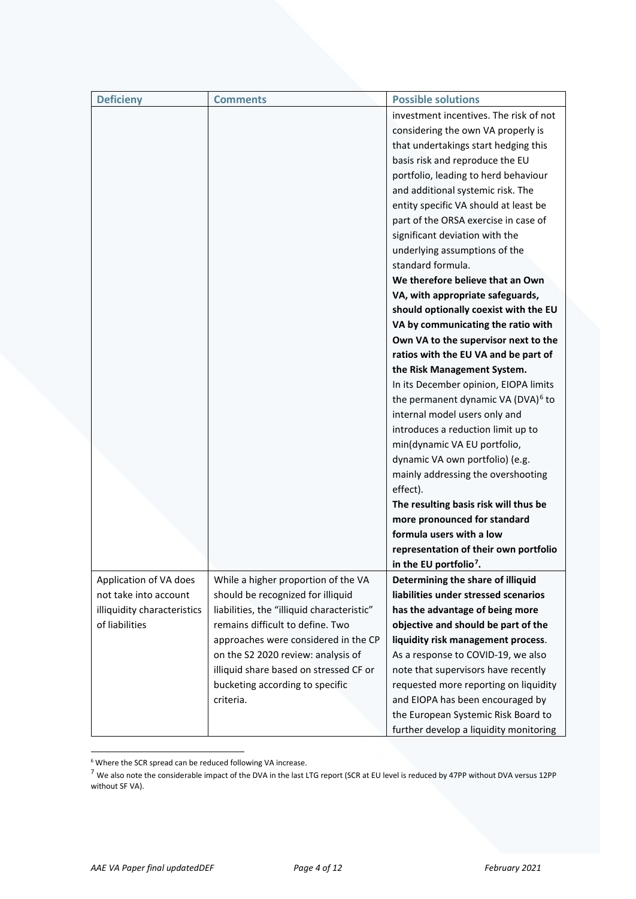| Deficieny | Comments | Possible solutions |
|---|---|---|
| | | investment incentives. The risk of not considering the own VA properly is that undertakings start hedging this basis risk and reproduce the EU portfolio, leading to herd behaviour and additional systemic risk. The entity specific VA should at least be part of the ORSA exercise in case of significant deviation with the underlying assumptions of the standard formula. **We therefore believe that an Own VA, with appropriate safeguards, should optionally coexist with the EU VA by communicating the ratio with Own VA to the supervisor next to the ratios with the EU VA and be part of the Risk Management System.** In its December opinion, EIOPA limits the permanent dynamic VA (DVA)[6] to internal model users only and introduces a reduction limit up to min(dynamic VA EU portfolio, dynamic VA own portfolio) (e.g. mainly addressing the overshooting effect). **The resulting basis risk will thus be more pronounced for standard formula users with a low representation of their own portfolio in the EU portfolio[7].** |
| Application of VA does not take into account illiquidity characteristics of liabilities | While a higher proportion of the VA should be recognized for illiquid liabilities, the "illiquid characteristic" remains difficult to define. Two approaches were considered in the CP on the S2 2020 review: analysis of illiquid share based on stressed CF or bucketing according to specific criteria. | **Determining the share of illiquid liabilities under stressed scenarios has the advantage of being more objective and should be part of the liquidity risk management process**. As a response to COVID-19, we also note that supervisors have recently requested more reporting on liquidity and EIOPA has been encouraged by the European Systemic Risk Board to further develop a liquidity monitoring |

[6] Where the SCR spread can be reduced following VA increase.

[7] We also note the considerable impact of the DVA in the last LTG report (SCR at EU level is reduced by 47PP without DVA versus 12PP without SF VA).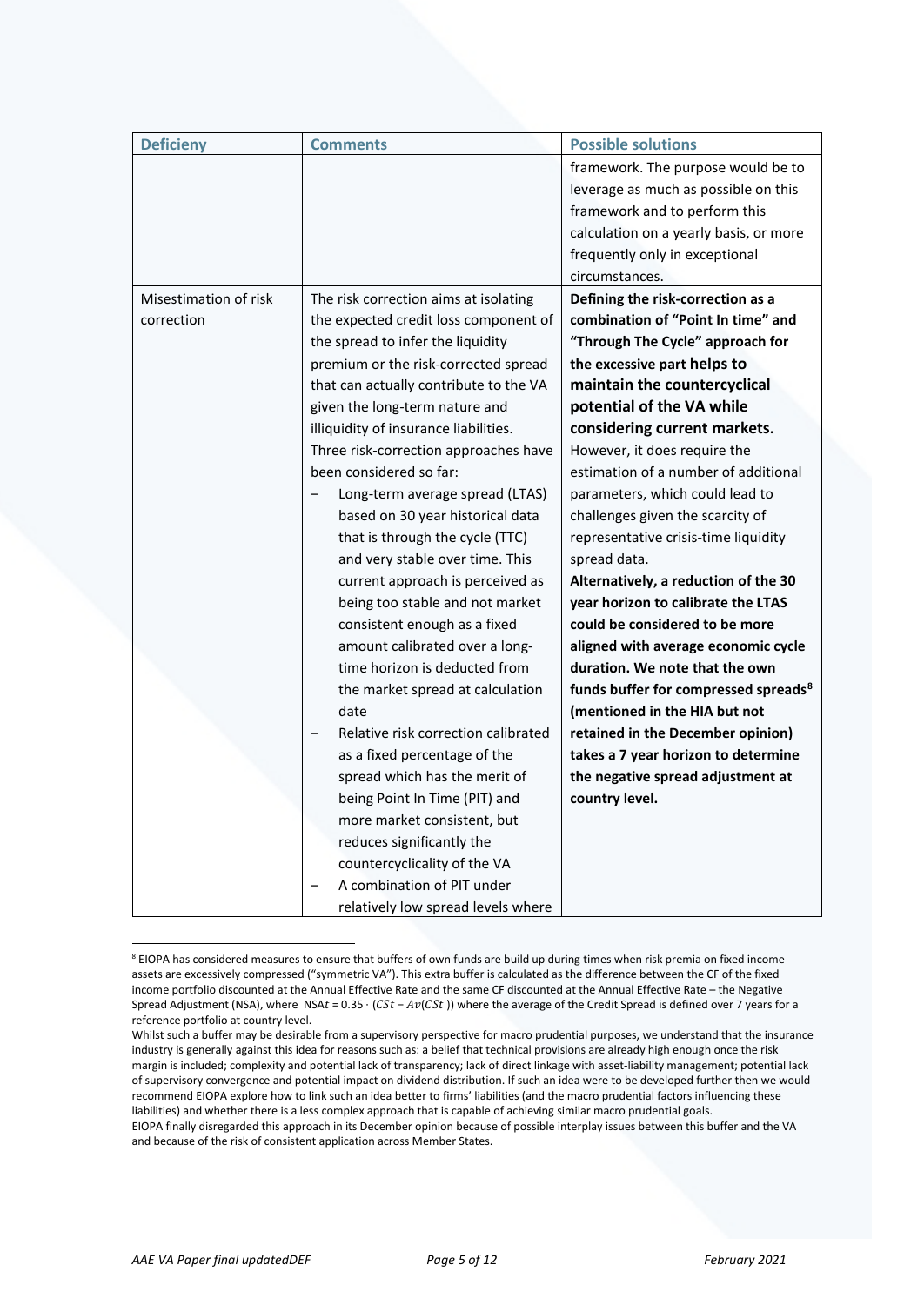| Deficieny | Comments | Possible solutions |
| --- | --- | --- |
| | | framework. The purpose would be to leverage as much as possible on this framework and to perform this calculation on a yearly basis, or more frequently only in exceptional circumstances. |
| Misestimation of risk correction | The risk correction aims at isolating the expected credit loss component of the spread to infer the liquidity premium or the risk-corrected spread that can actually contribute to the VA given the long-term nature and illiquidity of insurance liabilities.<br>Three risk-correction approaches have been considered so far:<br>– Long-term average spread (LTAS) based on 30 year historical data that is through the cycle (TTC) and very stable over time. This current approach is perceived as being too stable and not market consistent enough as a fixed amount calibrated over a long-time horizon is deducted from the market spread at calculation date<br>– Relative risk correction calibrated as a fixed percentage of the spread which has the merit of being Point In Time (PIT) and more market consistent, but reduces significantly the countercyclicality of the VA<br>– A combination of PIT under relatively low spread levels where | **Defining the risk-correction as a combination of "Point In time" and "Through The Cycle" approach for the excessive part helps to maintain the countercyclical potential of the VA while considering current markets.** However, it does require the estimation of a number of additional parameters, which could lead to challenges given the scarcity of representative crisis-time liquidity spread data.<br>**Alternatively, a reduction of the 30 year horizon to calibrate the LTAS could be considered to be more aligned with average economic cycle duration. We note that the own funds buffer for compressed spreads[8] (mentioned in the HIA but not retained in the December opinion) takes a 7 year horizon to determine the negative spread adjustment at country level.** |

[8] EIOPA has considered measures to ensure that buffers of own funds are build up during times when risk premia on fixed income assets are excessively compressed ("symmetric VA"). This extra buffer is calculated as the difference between the CF of the fixed income portfolio discounted at the Annual Effective Rate and the same CF discounted at the Annual Effective Rate – the Negative Spread Adjustment (NSA), where $NSA_t = 0.35 \cdot (CS_t - Av(CS_t))$ where the average of the Credit Spread is defined over 7 years for a reference portfolio at country level.

Whilst such a buffer may be desirable from a supervisory perspective for macro prudential purposes, we understand that the insurance industry is generally against this idea for reasons such as: a belief that technical provisions are already high enough once the risk margin is included; complexity and potential lack of transparency; lack of direct linkage with asset-liability management; potential lack of supervisory convergence and potential impact on dividend distribution. If such an idea were to be developed further then we would recommend EIOPA explore how to link such an idea better to firms' liabilities (and the macro prudential factors influencing these liabilities) and whether there is a less complex approach that is capable of achieving similar macro prudential goals.

EIOPA finally disregarded this approach in its December opinion because of possible interplay issues between this buffer and the VA and because of the risk of consistent application across Member States.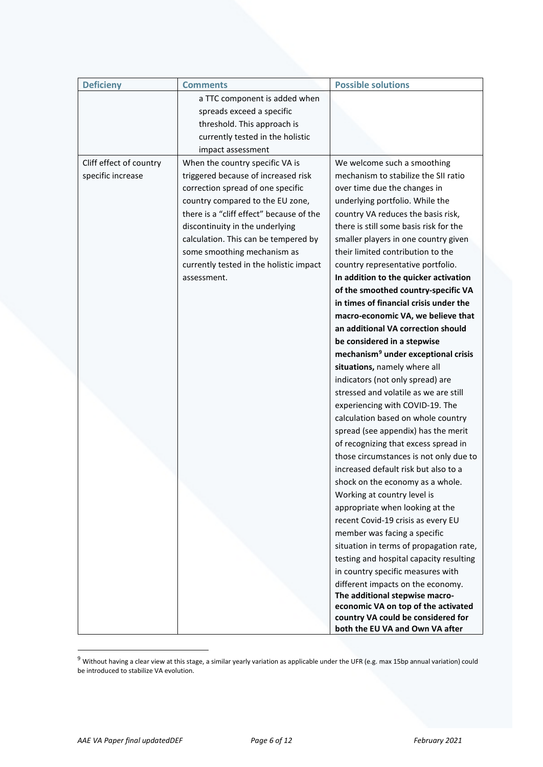| Deficieny | Comments | Possible solutions |
|---|---|---|
| | a TTC component is added when spreads exceed a specific threshold. This approach is currently tested in the holistic impact assessment | |
| Cliff effect of country specific increase | When the country specific VA is triggered because of increased risk correction spread of one specific country compared to the EU zone, there is a "cliff effect" because of the discontinuity in the underlying calculation. This can be tempered by some smoothing mechanism as currently tested in the holistic impact assessment. | We welcome such a smoothing mechanism to stabilize the SII ratio over time due the changes in underlying portfolio. While the country VA reduces the basis risk, there is still some basis risk for the smaller players in one country given their limited contribution to the country representative portfolio. **In addition to the quicker activation of the smoothed country-specific VA in times of financial crisis under the macro-economic VA, we believe that an additional VA correction should be considered in a stepwise mechanism[9] under exceptional crisis situations,** namely where all indicators (not only spread) are stressed and volatile as we are still experiencing with COVID-19. The calculation based on whole country spread (see appendix) has the merit of recognizing that excess spread in those circumstances is not only due to increased default risk but also to a shock on the economy as a whole. Working at country level is appropriate when looking at the recent Covid-19 crisis as every EU member was facing a specific situation in terms of propagation rate, testing and hospital capacity resulting in country specific measures with different impacts on the economy. **The additional stepwise macro-economic VA on top of the activated country VA could be considered for both the EU VA and Own VA after** |

[9] Without having a clear view at this stage, a similar yearly variation as applicable under the UFR (e.g. max 15bp annual variation) could be introduced to stabilize VA evolution.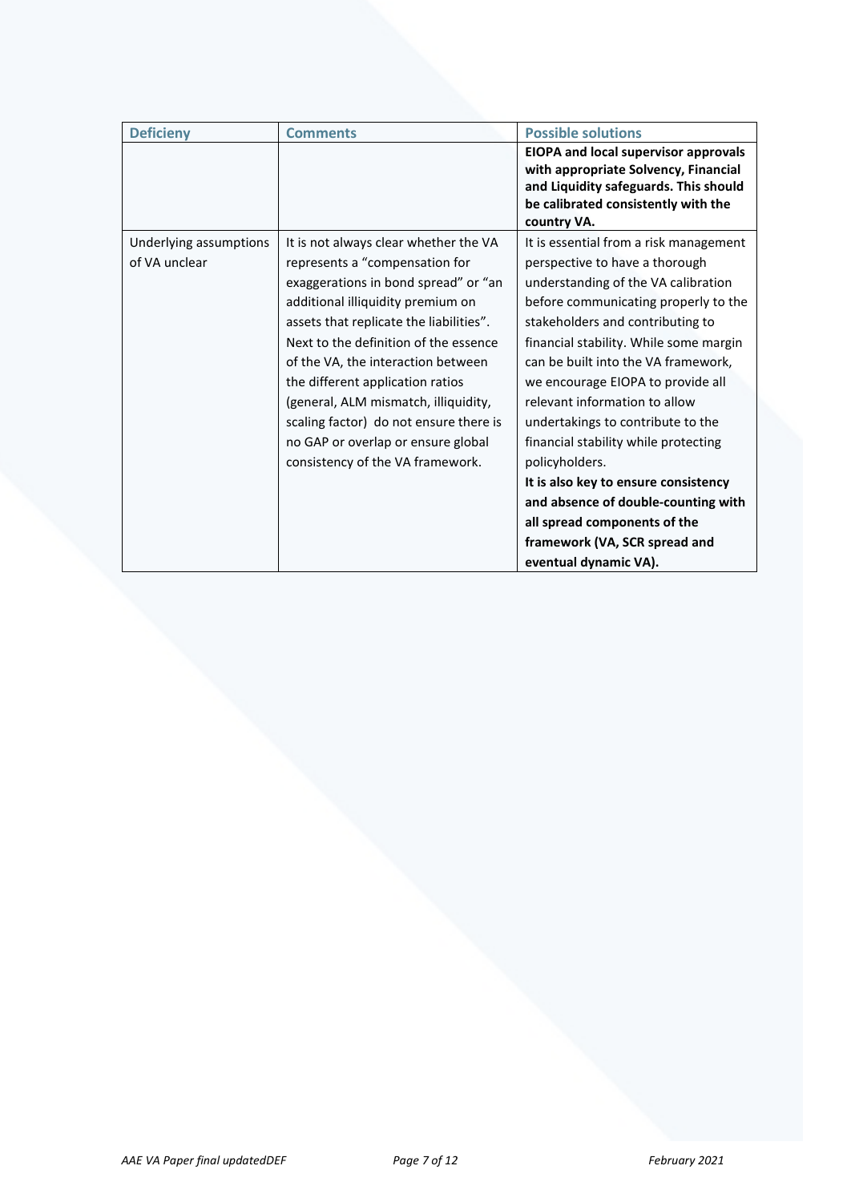| Deficieny | Comments | Possible solutions |
| --- | --- | --- |
| | | **EIOPA and local supervisor approvals with appropriate Solvency, Financial and Liquidity safeguards. This should be calibrated consistently with the country VA.** |
| Underlying assumptions of VA unclear | It is not always clear whether the VA represents a "compensation for exaggerations in bond spread" or "an additional illiquidity premium on assets that replicate the liabilities". Next to the definition of the essence of the VA, the interaction between the different application ratios (general, ALM mismatch, illiquidity, scaling factor) do not ensure there is no GAP or overlap or ensure global consistency of the VA framework. | It is essential from a risk management perspective to have a thorough understanding of the VA calibration before communicating properly to the stakeholders and contributing to financial stability. While some margin can be built into the VA framework, we encourage EIOPA to provide all relevant information to allow undertakings to contribute to the financial stability while protecting policyholders. **It is also key to ensure consistency and absence of double-counting with all spread components of the framework (VA, SCR spread and eventual dynamic VA).** |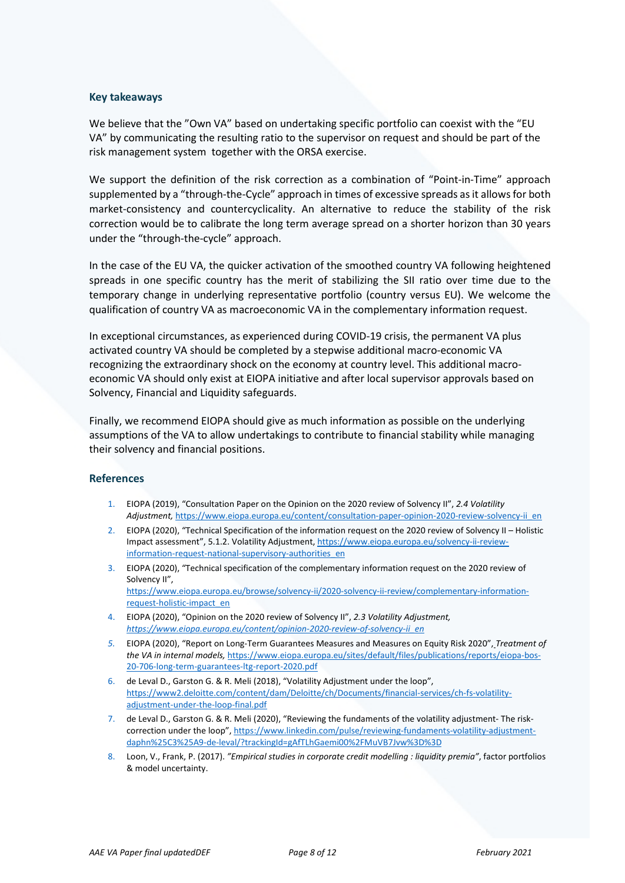## Key takeaways

We believe that the ”Own VA” based on undertaking specific portfolio can coexist with the “EU VA” by communicating the resulting ratio to the supervisor on request and should be part of the risk management system together with the ORSA exercise.

We support the definition of the risk correction as a combination of “Point-in-Time” approach supplemented by a “through-the-Cycle” approach in times of excessive spreads as it allows for both market-consistency and countercyclicality. An alternative to reduce the stability of the risk correction would be to calibrate the long term average spread on a shorter horizon than 30 years under the “through-the-cycle” approach.

In the case of the EU VA, the quicker activation of the smoothed country VA following heightened spreads in one specific country has the merit of stabilizing the SII ratio over time due to the temporary change in underlying representative portfolio (country versus EU). We welcome the qualification of country VA as macroeconomic VA in the complementary information request.

In exceptional circumstances, as experienced during COVID-19 crisis, the permanent VA plus activated country VA should be completed by a stepwise additional macro-economic VA recognizing the extraordinary shock on the economy at country level. This additional macro-economic VA should only exist at EIOPA initiative and after local supervisor approvals based on Solvency, Financial and Liquidity safeguards.

Finally, we recommend EIOPA should give as much information as possible on the underlying assumptions of the VA to allow undertakings to contribute to financial stability while managing their solvency and financial positions.

## References

1. EIOPA (2019), “Consultation Paper on the Opinion on the 2020 review of Solvency II”, *2.4 Volatility Adjustment,* https://www.eiopa.europa.eu/content/consultation-paper-opinion-2020-review-solvency-ii_en
2. EIOPA (2020), “Technical Specification of the information request on the 2020 review of Solvency II – Holistic Impact assessment”, 5.1.2. Volatility Adjustment, https://www.eiopa.europa.eu/solvency-ii-review-information-request-national-supervisory-authorities_en
3. EIOPA (2020), “Technical specification of the complementary information request on the 2020 review of Solvency II”, https://www.eiopa.europa.eu/browse/solvency-ii/2020-solvency-ii-review/complementary-information-request-holistic-impact_en
4. EIOPA (2020), “Opinion on the 2020 review of Solvency II”, *2.3 Volatility Adjustment, https://www.eiopa.europa.eu/content/opinion-2020-review-of-solvency-ii_en*
5. EIOPA (2020), “Report on Long-Term Guarantees Measures and Measures on Equity Risk 2020”, *Treatment of the VA in internal models,* https://www.eiopa.europa.eu/sites/default/files/publications/reports/eiopa-bos-20-706-long-term-guarantees-ltg-report-2020.pdf
6. de Leval D., Garston G. & R. Meli (2018), “Volatility Adjustment under the loop”, https://www2.deloitte.com/content/dam/Deloitte/ch/Documents/financial-services/ch-fs-volatility-adjustment-under-the-loop-final.pdf
7. de Leval D., Garston G. & R. Meli (2020), “Reviewing the fundaments of the volatility adjustment- The risk-correction under the loop”, https://www.linkedin.com/pulse/reviewing-fundaments-volatility-adjustment-daphn%25C3%25A9-de-leval/?trackingId=gAfTLhGaemi00%2FMuVB7Jvw%3D%3D
8. Loon, V., Frank, P. (2017). *”Empirical studies in corporate credit modelling : liquidity premia”*, factor portfolios & model uncertainty.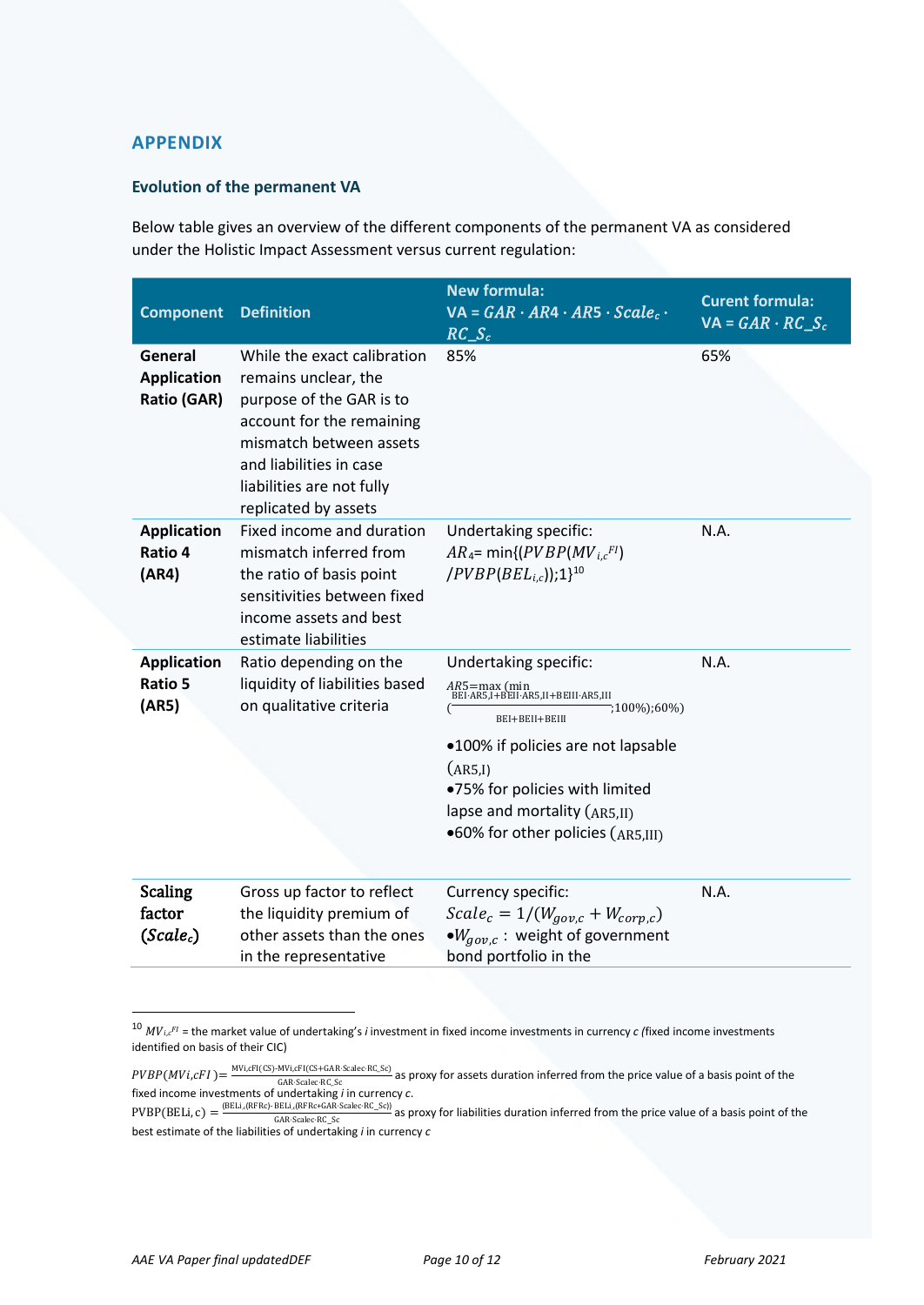## APPENDIX

### Evolution of the permanent VA

Below table gives an overview of the different components of the permanent VA as considered under the Holistic Impact Assessment versus current regulation:

| Component | Definition | New formula: VA = $GAR \cdot AR4 \cdot AR5 \cdot Scale_c \cdot RC\_S_c$ | Curent formula: VA = $GAR \cdot RC\_S_c$ |
|---|---|---|---|
| **General Application Ratio (GAR)** | While the exact calibration remains unclear, the purpose of the GAR is to account for the remaining mismatch between assets and liabilities in case liabilities are not fully replicated by assets | 85% | 65% |
| **Application Ratio 4 (AR4)** | Fixed income and duration mismatch inferred from the ratio of basis point sensitivities between fixed income assets and best estimate liabilities | Undertaking specific: $AR_4 = \min\{(PVBP(MV_{i,c}^{FI}) / PVBP(BEL_{i,c}));1\}$[10] | N.A. |
| **Application Ratio 5 (AR5)** | Ratio depending on the liquidity of liabilities based on qualitative criteria | Undertaking specific: $AR5 = \max(\min(\frac{BEI \cdot AR5,I + BEII \cdot AR5,II + BEIII \cdot AR5,III}{BEI + BEII + BEIII};100\%);60\%)$ <br>•100% if policies are not lapsable ($AR5,I$) <br>•75% for policies with limited lapse and mortality ($AR5,II$) <br>•60% for other policies ($AR5,III$) | N.A. |
| **Scaling factor ($Scale_c$)** | Gross up factor to reflect the liquidity premium of other assets than the ones in the representative | Currency specific: $Scale_c = 1/(W_{gov,c} + W_{corp,c})$ <br>•$W_{gov,c}$ : weight of government bond portfolio in the | N.A. |

[10] $MV_{i,c}^{FI}$ = the market value of undertaking's *i* investment in fixed income investments in currency *c (*fixed income investments identified on basis of their CIC)

$PVBP(MVi,cFI) = \frac{MVi,cFI(CS) - MVi,cFI(CS + GAR \cdot Scalec \cdot RC\_Sc)}{GAR \cdot Scalec \cdot RC\_Sc}$ as proxy for assets duration inferred from the price value of a basis point of the fixed income investments of undertaking *i* in currency *c*.

$PVBP(BELi,c) = \frac{(BEL_{i,c}(RFRc) - BEL_{i,c}(RFRc + GAR \cdot Scalec \cdot RC\_Sc))}{GAR \cdot Scalec \cdot RC\_Sc}$ as proxy for liabilities duration inferred from the price value of a basis point of the best estimate of the liabilities of undertaking *i* in currency *c*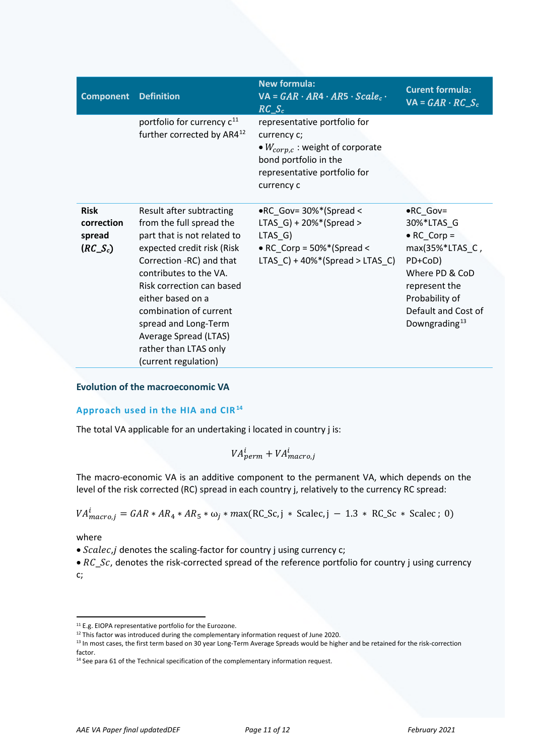| Component | Definition | New formula: VA = $GAR \cdot AR4 \cdot AR5 \cdot Scale_c \cdot RC\_S_c$ | Curent formula: VA = $GAR \cdot RC\_S_c$ |
|---|---|---|---|
| | portfolio for currency c[11] further corrected by AR4[12] | representative portfolio for currency c;<br>• $W_{corp,c}$ : weight of corporate bond portfolio in the representative portfolio for currency c | |
| **Risk correction spread ($RC\_S_c$)** | Result after subtracting from the full spread the part that is not related to expected credit risk (Risk Correction -RC) and that contributes to the VA. Risk correction can based either based on a combination of current spread and Long-Term Average Spread (LTAS) rather than LTAS only (current regulation) | •RC_Gov= 30%*(Spread < LTAS_G) + 20%*(Spread > LTAS_G)<br>• RC_Corp = 50%*(Spread < LTAS_C) + 40%*(Spread > LTAS_C) | •RC_Gov= 30%*LTAS_G<br>• RC_Corp = max(35%*LTAS_C , PD+CoD)<br>Where PD & CoD represent the Probability of Default and Cost of Downgrading[13] |

### Evolution of the macroeconomic VA

#### Approach used in the HIA and CIR[14]

The total VA applicable for an undertaking i located in country j is:

$$VA^{i}_{perm} + VA^{i}_{macro,j}$$

The macro-economic VA is an additive component to the permanent VA, which depends on the level of the risk corrected (RC) spread in each country j, relatively to the currency RC spread:

$$VA^{i}_{macro,j} = GAR * AR_4 * AR_5 * \omega_j * max(\mathrm{RC\_Sc,j} \; * \; \mathrm{Scalec,j} \; - \; 1.3 \; * \; \mathrm{RC\_Sc} \; * \; \mathrm{Scalec} \; ; \; 0)$$

where

- $Scalec,j$ denotes the scaling-factor for country j using currency c;
- $RC\_Sc$, denotes the risk-corrected spread of the reference portfolio for country j using currency c;

---

[11] E.g. EIOPA representative portfolio for the Eurozone.

[12] This factor was introduced during the complementary information request of June 2020.

[13] In most cases, the first term based on 30 year Long-Term Average Spreads would be higher and be retained for the risk-correction factor.

[14] See para 61 of the Technical specification of the complementary information request.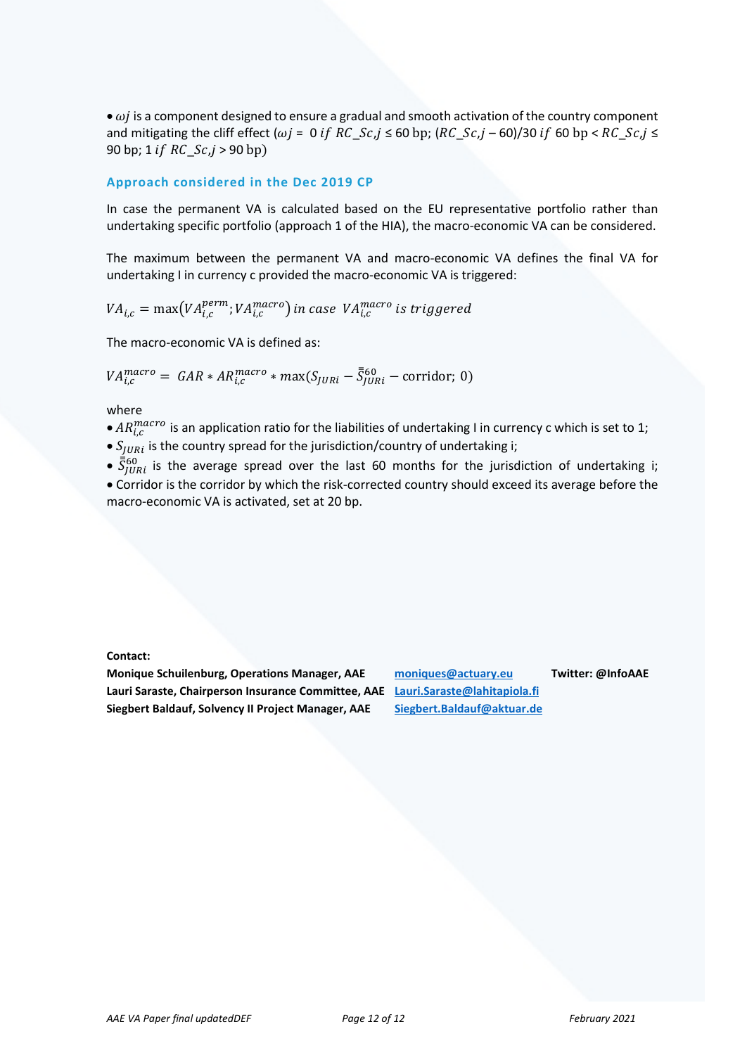- $\omega j$ is a component designed to ensure a gradual and smooth activation of the country component and mitigating the cliff effect ($\omega j =$ 0 $if$ $RC\_Sc,j$ ≤ 60 bp; $(RC\_Sc,j$ – 60)/30 $if$ 60 bp < $RC\_Sc,j$ ≤ 90 bp; 1 $if$ $RC\_Sc,j$ > 90 bp)

### Approach considered in the Dec 2019 CP

In case the permanent VA is calculated based on the EU representative portfolio rather than undertaking specific portfolio (approach 1 of the HIA), the macro-economic VA can be considered.

The maximum between the permanent VA and macro-economic VA defines the final VA for undertaking I in currency c provided the macro-economic VA is triggered:

$$VA_{i,c} = \max\left(VA_{i,c}^{perm}; VA_{i,c}^{macro}\right) \; in\ case\ \ VA_{i,c}^{macro}\ is\ triggered$$

The macro-economic VA is defined as:

$$VA_{i,c}^{macro} = \ GAR * AR_{i,c}^{macro} * \max(S_{JURi} - \bar{\bar{S}}_{JURi}^{60} - \text{corridor};\ 0)$$

where

- $AR_{i,c}^{macro}$ is an application ratio for the liabilities of undertaking I in currency c which is set to 1;
- $S_{JURi}$ is the country spread for the jurisdiction/country of undertaking i;
- $\bar{\bar{S}}_{JURi}^{60}$ is the average spread over the last 60 months for the jurisdiction of undertaking i;
- Corridor is the corridor by which the risk-corrected country should exceed its average before the macro-economic VA is activated, set at 20 bp.

**Contact:**

**Monique Schuilenburg, Operations Manager, AAE** moniques@actuary.eu **Twitter: @InfoAAE**
**Lauri Saraste, Chairperson Insurance Committee, AAE** Lauri.Saraste@lahitapiola.fi
**Siegbert Baldauf, Solvency II Project Manager, AAE** Siegbert.Baldauf@aktuar.de